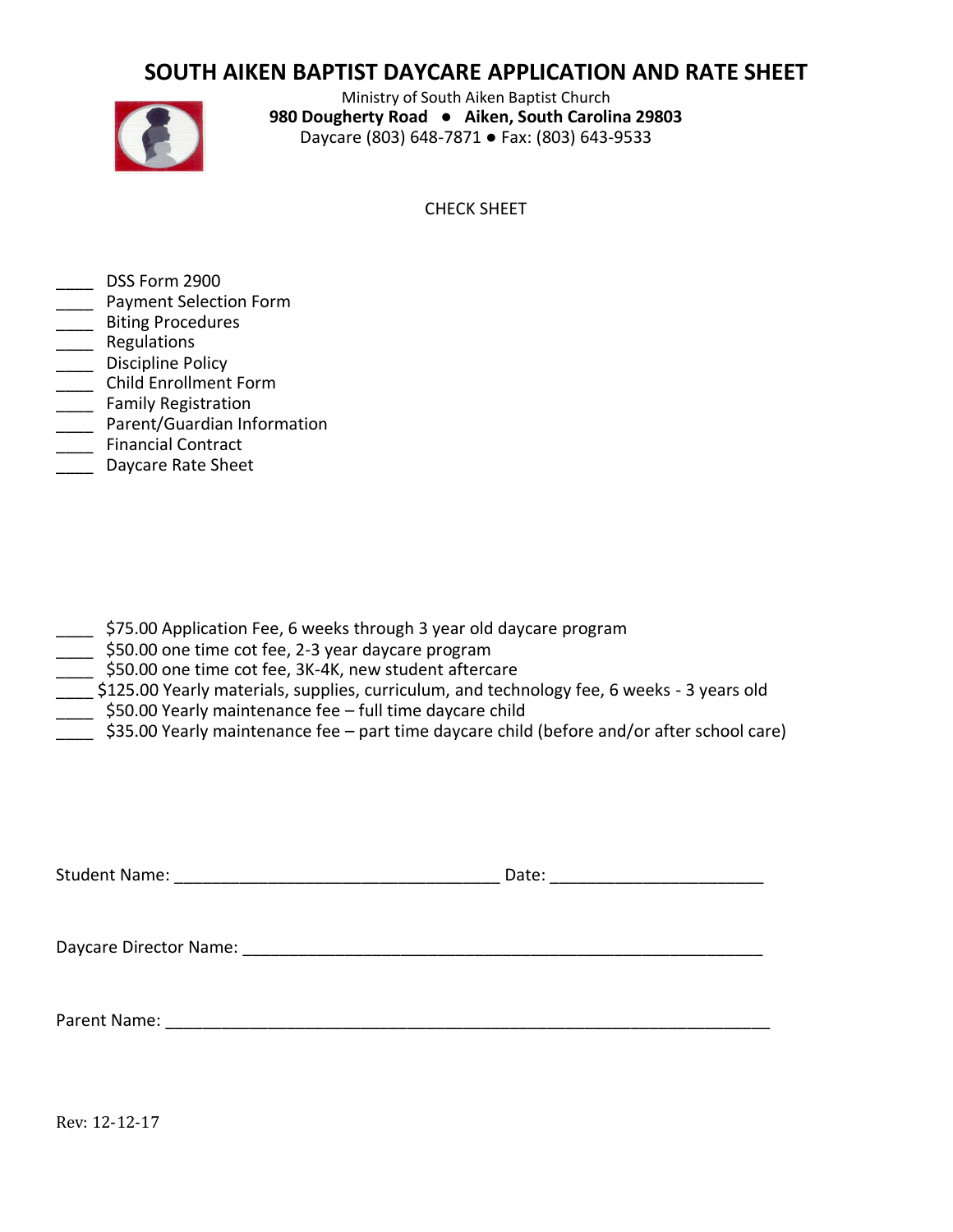# SOUTH AIKEN BAPTIST DAYCARE APPLICATION AND RATE SHEET

Ministry of South Aiken Baptist Church
**980 Dougherty Road ● Aiken, South Carolina 29803**
Daycare (803) 648-7871 ● Fax: (803) 643-9533

CHECK SHEET

____ DSS Form 2900
____ Payment Selection Form
____ Biting Procedures
____ Regulations
____ Discipline Policy
____ Child Enrollment Form
____ Family Registration
____ Parent/Guardian Information
____ Financial Contract
____ Daycare Rate Sheet

____ $75.00 Application Fee, 6 weeks through 3 year old daycare program
____ $50.00 one time cot fee, 2-3 year daycare program
____ $50.00 one time cot fee, 3K-4K, new student aftercare
____ $125.00 Yearly materials, supplies, curriculum, and technology fee, 6 weeks - 3 years old
____ $50.00 Yearly maintenance fee – full time daycare child
____ $35.00 Yearly maintenance fee – part time daycare child (before and/or after school care)

Student Name: ___________________________________ Date: _______________________

Daycare Director Name: ________________________________________________________

Parent Name: _________________________________________________________________

Rev: 12-12-17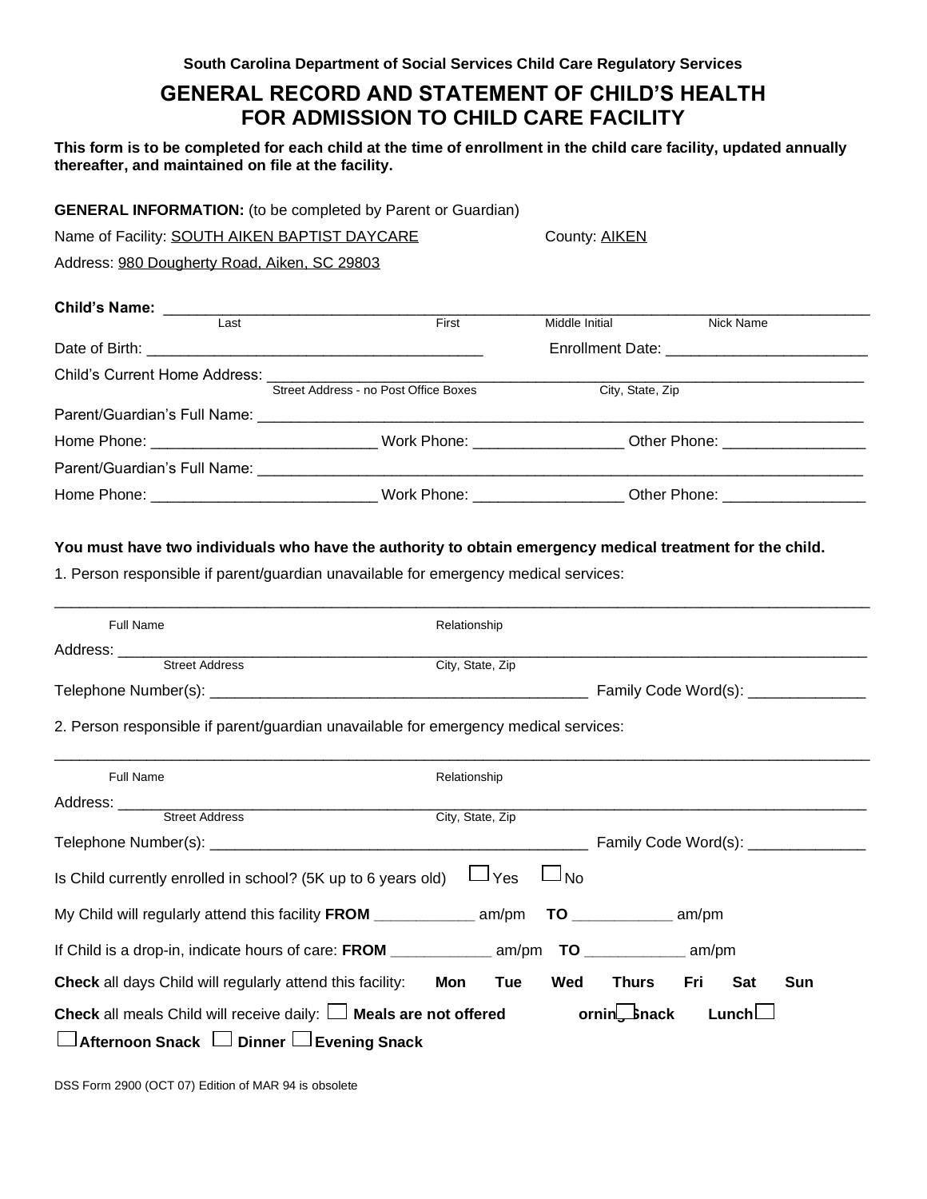South Carolina Department of Social Services Child Care Regulatory Services

# GENERAL RECORD AND STATEMENT OF CHILD'S HEALTH FOR ADMISSION TO CHILD CARE FACILITY

**This form is to be completed for each child at the time of enrollment in the child care facility, updated annually thereafter, and maintained on file at the facility.**

**GENERAL INFORMATION:** (to be completed by Parent or Guardian)

Name of Facility: SOUTH AIKEN BAPTIST DAYCARE County: AIKEN

Address: 980 Dougherty Road, Aiken, SC 29803

**Child's Name:** ______________________________________________
Last First Middle Initial Nick Name

Date of Birth: ______________________ Enrollment Date: ______________________

Child's Current Home Address: ______________________________________________
Street Address - no Post Office Boxes City, State, Zip

Parent/Guardian's Full Name: ______________________________________________

Home Phone: ______________ Work Phone: ______________ Other Phone: ______________

Parent/Guardian's Full Name: ______________________________________________

Home Phone: ______________ Work Phone: ______________ Other Phone: ______________

**You must have two individuals who have the authority to obtain emergency medical treatment for the child.**

1. Person responsible if parent/guardian unavailable for emergency medical services:

______________________________________________
Full Name Relationship

Address: ______________________________________________
Street Address City, State, Zip

Telephone Number(s): ______________________ Family Code Word(s): ______________

2. Person responsible if parent/guardian unavailable for emergency medical services:

______________________________________________
Full Name Relationship

Address: ______________________________________________
Street Address City, State, Zip

Telephone Number(s): ______________________ Family Code Word(s): ______________

Is Child currently enrolled in school? (5K up to 6 years old) ☐ Yes ☐ No

My Child will regularly attend this facility **FROM** ____________ am/pm **TO** ____________ am/pm

If Child is a drop-in, indicate hours of care: **FROM** ____________ am/pm **TO** ____________ am/pm

**Check** all days Child will regularly attend this facility: **Mon Tue Wed Thurs Fri Sat Sun**

**Check** all meals Child will receive daily: ☐ **Meals are not offered** ☐ **Morning Snack** **Lunch** ☐

☐ **Afternoon Snack** ☐ **Dinner** ☐ **Evening Snack**

DSS Form 2900 (OCT 07) Edition of MAR 94 is obsolete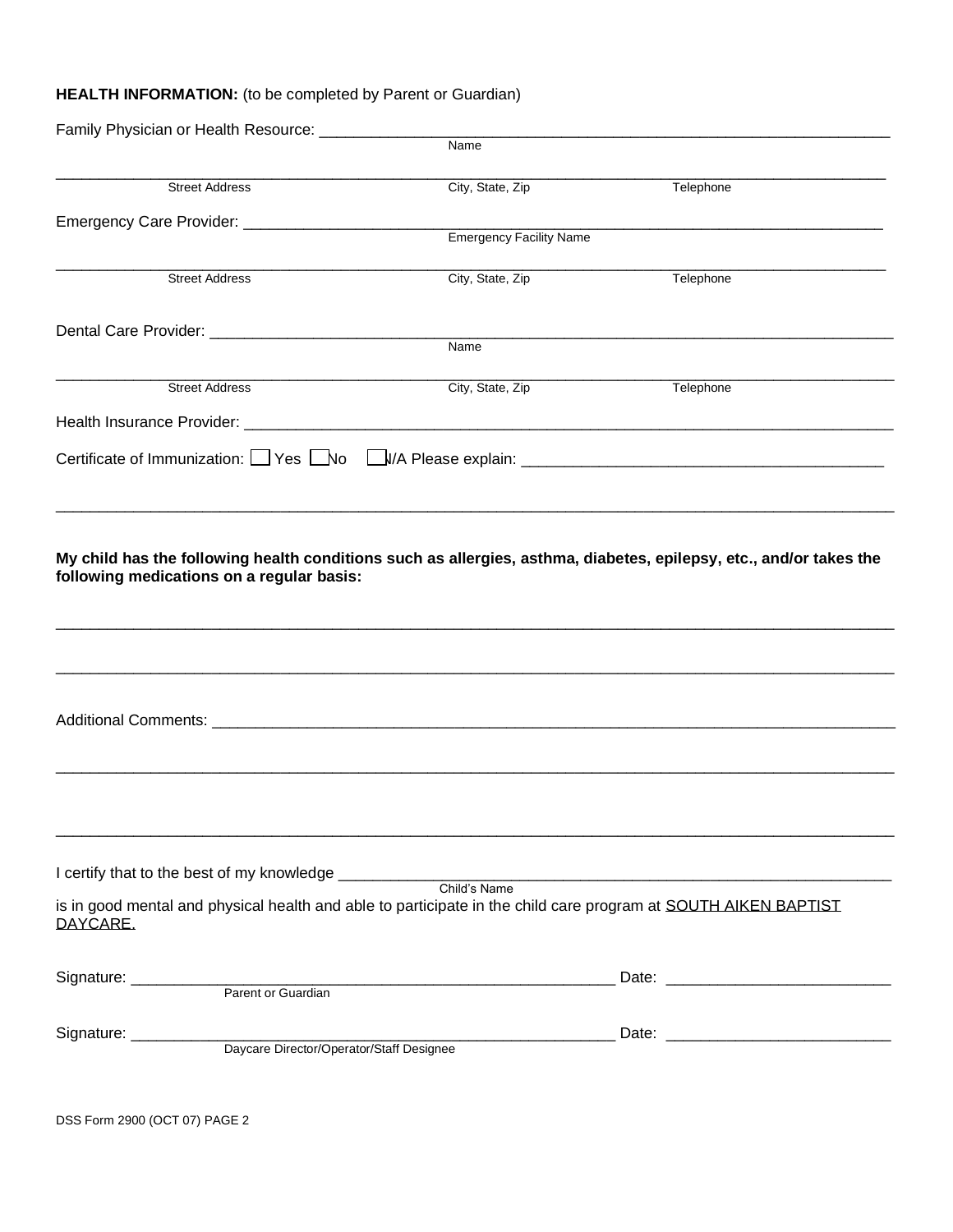**HEALTH INFORMATION:** (to be completed by Parent or Guardian)

Family Physician or Health Resource: ______________________________________________
Name

______________________________________________________________________________
Street Address | City, State, Zip | Telephone

Emergency Care Provider: ______________________________________________________
Emergency Facility Name

______________________________________________________________________________
Street Address | City, State, Zip | Telephone

Dental Care Provider: __________________________________________________________
Name

______________________________________________________________________________
Street Address | City, State, Zip | Telephone

Health Insurance Provider: ______________________________________________________

Certificate of Immunization: ☐ Yes ☐ No ☐ N/A Please explain: ________________________________

______________________________________________________________________________

**My child has the following health conditions such as allergies, asthma, diabetes, epilepsy, etc., and/or takes the following medications on a regular basis:**

______________________________________________________________________________

______________________________________________________________________________

Additional Comments: ___________________________________________________________

______________________________________________________________________________

______________________________________________________________________________

I certify that to the best of my knowledge _____________________________________________
Child's Name

is in good mental and physical health and able to participate in the child care program at SOUTH AIKEN BAPTIST DAYCARE.

Signature: ___________________________________________ Date: ____________________
Parent or Guardian

Signature: ___________________________________________ Date: ____________________
Daycare Director/Operator/Staff Designee

DSS Form 2900 (OCT 07) PAGE 2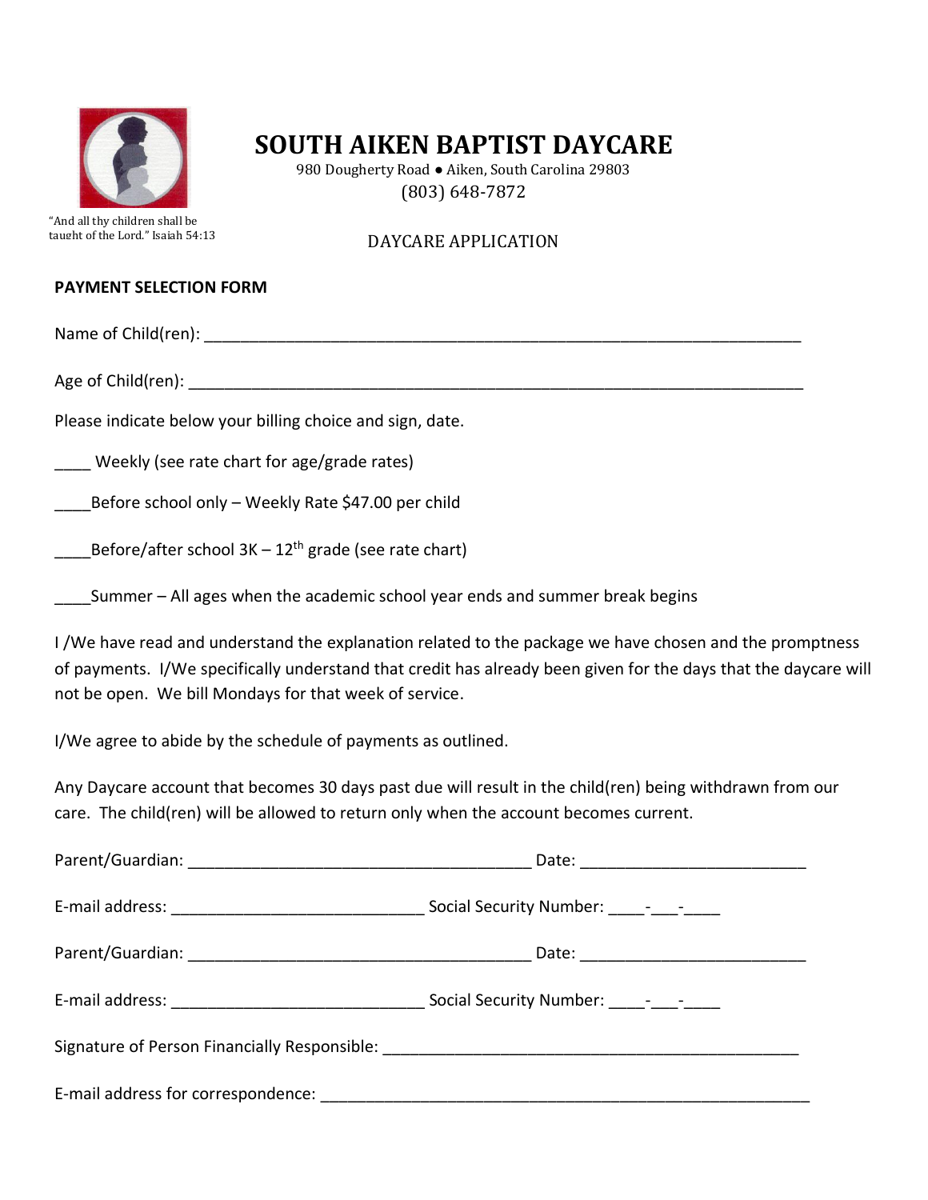# SOUTH AIKEN BAPTIST DAYCARE

980 Dougherty Road ● Aiken, South Carolina 29803

(803) 648-7872

"And all thy children shall be taught of the Lord." Isaiah 54:13

DAYCARE APPLICATION

**PAYMENT SELECTION FORM**

Name of Child(ren): ______________________________________________________________________

Age of Child(ren): _______________________________________________________________________

Please indicate below your billing choice and sign, date.

____ Weekly (see rate chart for age/grade rates)

____Before school only – Weekly Rate $47.00 per child

____Before/after school 3K – 12th grade (see rate chart)

____Summer – All ages when the academic school year ends and summer break begins

I /We have read and understand the explanation related to the package we have chosen and the promptness of payments. I/We specifically understand that credit has already been given for the days that the daycare will not be open. We bill Mondays for that week of service.

I/We agree to abide by the schedule of payments as outlined.

Any Daycare account that becomes 30 days past due will result in the child(ren) being withdrawn from our care. The child(ren) will be allowed to return only when the account becomes current.

Parent/Guardian: ________________________________________ Date: __________________________

E-mail address: ____________________________ Social Security Number: ____-___-____

Parent/Guardian: ________________________________________ Date: __________________________

E-mail address: ____________________________ Social Security Number: ____-___-____

Signature of Person Financially Responsible: ________________________________________________

E-mail address for correspondence: _________________________________________________________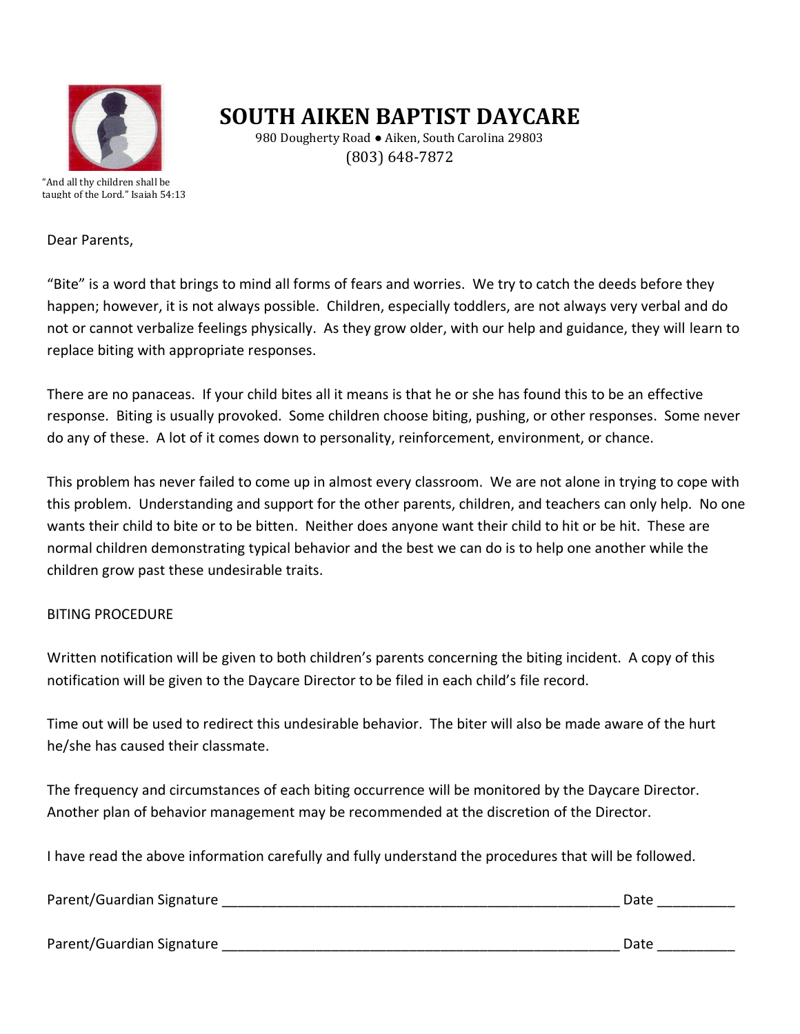# SOUTH AIKEN BAPTIST DAYCARE

980 Dougherty Road • Aiken, South Carolina 29803
(803) 648-7872

"And all thy children shall be taught of the Lord." Isaiah 54:13

Dear Parents,

"Bite" is a word that brings to mind all forms of fears and worries. We try to catch the deeds before they happen; however, it is not always possible. Children, especially toddlers, are not always very verbal and do not or cannot verbalize feelings physically. As they grow older, with our help and guidance, they will learn to replace biting with appropriate responses.

There are no panaceas. If your child bites all it means is that he or she has found this to be an effective response. Biting is usually provoked. Some children choose biting, pushing, or other responses. Some never do any of these. A lot of it comes down to personality, reinforcement, environment, or chance.

This problem has never failed to come up in almost every classroom. We are not alone in trying to cope with this problem. Understanding and support for the other parents, children, and teachers can only help. No one wants their child to bite or to be bitten. Neither does anyone want their child to hit or be hit. These are normal children demonstrating typical behavior and the best we can do is to help one another while the children grow past these undesirable traits.

BITING PROCEDURE

Written notification will be given to both children's parents concerning the biting incident. A copy of this notification will be given to the Daycare Director to be filed in each child's file record.

Time out will be used to redirect this undesirable behavior. The biter will also be made aware of the hurt he/she has caused their classmate.

The frequency and circumstances of each biting occurrence will be monitored by the Daycare Director. Another plan of behavior management may be recommended at the discretion of the Director.

I have read the above information carefully and fully understand the procedures that will be followed.

Parent/Guardian Signature ____________________________________________________ Date __________

Parent/Guardian Signature ____________________________________________________ Date __________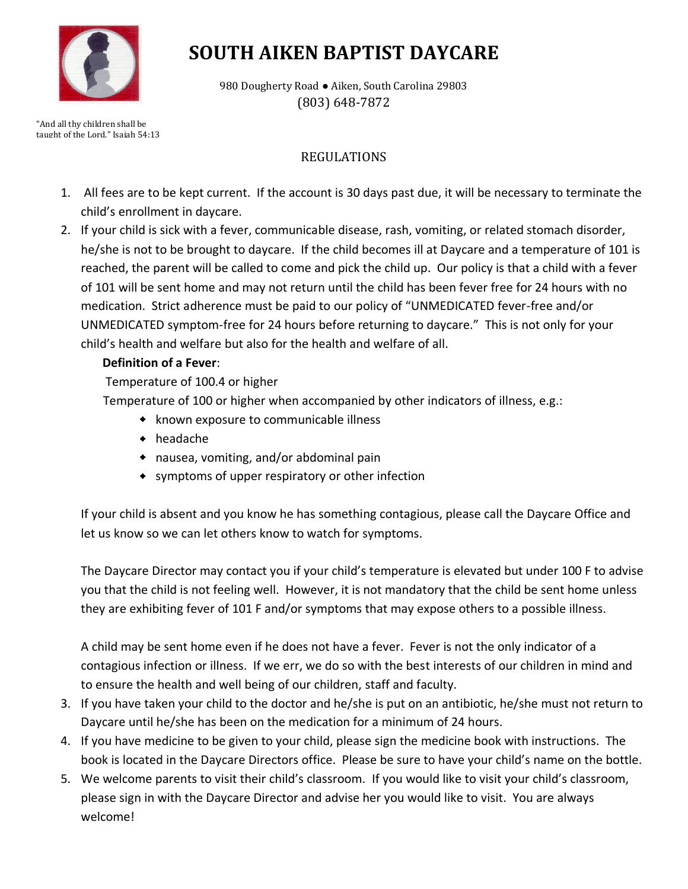# SOUTH AIKEN BAPTIST DAYCARE

980 Dougherty Road ● Aiken, South Carolina 29803
(803) 648-7872

"And all thy children shall be taught of the Lord." Isaiah 54:13

## REGULATIONS

1. All fees are to be kept current. If the account is 30 days past due, it will be necessary to terminate the child's enrollment in daycare.
2. If your child is sick with a fever, communicable disease, rash, vomiting, or related stomach disorder, he/she is not to be brought to daycare. If the child becomes ill at Daycare and a temperature of 101 is reached, the parent will be called to come and pick the child up. Our policy is that a child with a fever of 101 will be sent home and may not return until the child has been fever free for 24 hours with no medication. Strict adherence must be paid to our policy of "UNMEDICATED fever-free and/or UNMEDICATED symptom-free for 24 hours before returning to daycare." This is not only for your child's health and welfare but also for the health and welfare of all.

   **Definition of a Fever**:

   Temperature of 100.4 or higher

   Temperature of 100 or higher when accompanied by other indicators of illness, e.g.:

   - known exposure to communicable illness
   - headache
   - nausea, vomiting, and/or abdominal pain
   - symptoms of upper respiratory or other infection

   If your child is absent and you know he has something contagious, please call the Daycare Office and let us know so we can let others know to watch for symptoms.

   The Daycare Director may contact you if your child's temperature is elevated but under 100 F to advise you that the child is not feeling well. However, it is not mandatory that the child be sent home unless they are exhibiting fever of 101 F and/or symptoms that may expose others to a possible illness.

   A child may be sent home even if he does not have a fever. Fever is not the only indicator of a contagious infection or illness. If we err, we do so with the best interests of our children in mind and to ensure the health and well being of our children, staff and faculty.
3. If you have taken your child to the doctor and he/she is put on an antibiotic, he/she must not return to Daycare until he/she has been on the medication for a minimum of 24 hours.
4. If you have medicine to be given to your child, please sign the medicine book with instructions. The book is located in the Daycare Directors office. Please be sure to have your child's name on the bottle.
5. We welcome parents to visit their child's classroom. If you would like to visit your child's classroom, please sign in with the Daycare Director and advise her you would like to visit. You are always welcome!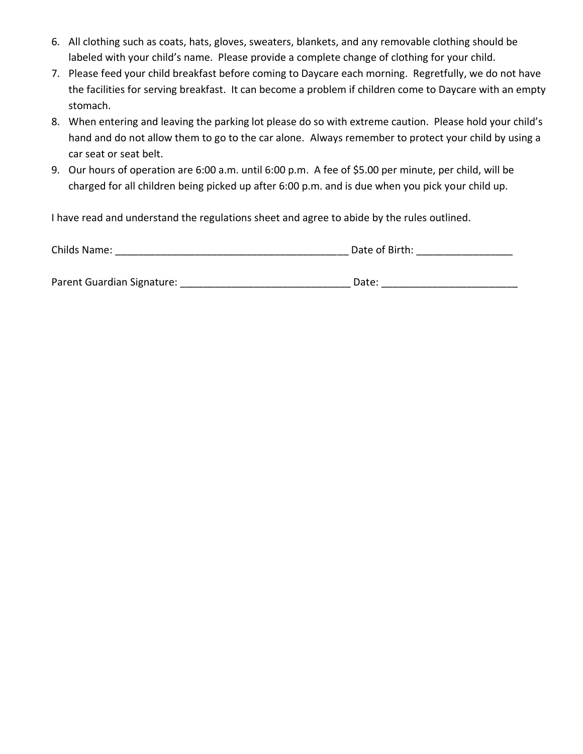6. All clothing such as coats, hats, gloves, sweaters, blankets, and any removable clothing should be labeled with your child's name. Please provide a complete change of clothing for your child.
7. Please feed your child breakfast before coming to Daycare each morning. Regretfully, we do not have the facilities for serving breakfast. It can become a problem if children come to Daycare with an empty stomach.
8. When entering and leaving the parking lot please do so with extreme caution. Please hold your child's hand and do not allow them to go to the car alone. Always remember to protect your child by using a car seat or seat belt.
9. Our hours of operation are 6:00 a.m. until 6:00 p.m. A fee of $5.00 per minute, per child, will be charged for all children being picked up after 6:00 p.m. and is due when you pick your child up.

I have read and understand the regulations sheet and agree to abide by the rules outlined.

Childs Name: __________________________________________ Date of Birth: _________________

Parent Guardian Signature: _______________________________ Date: ________________________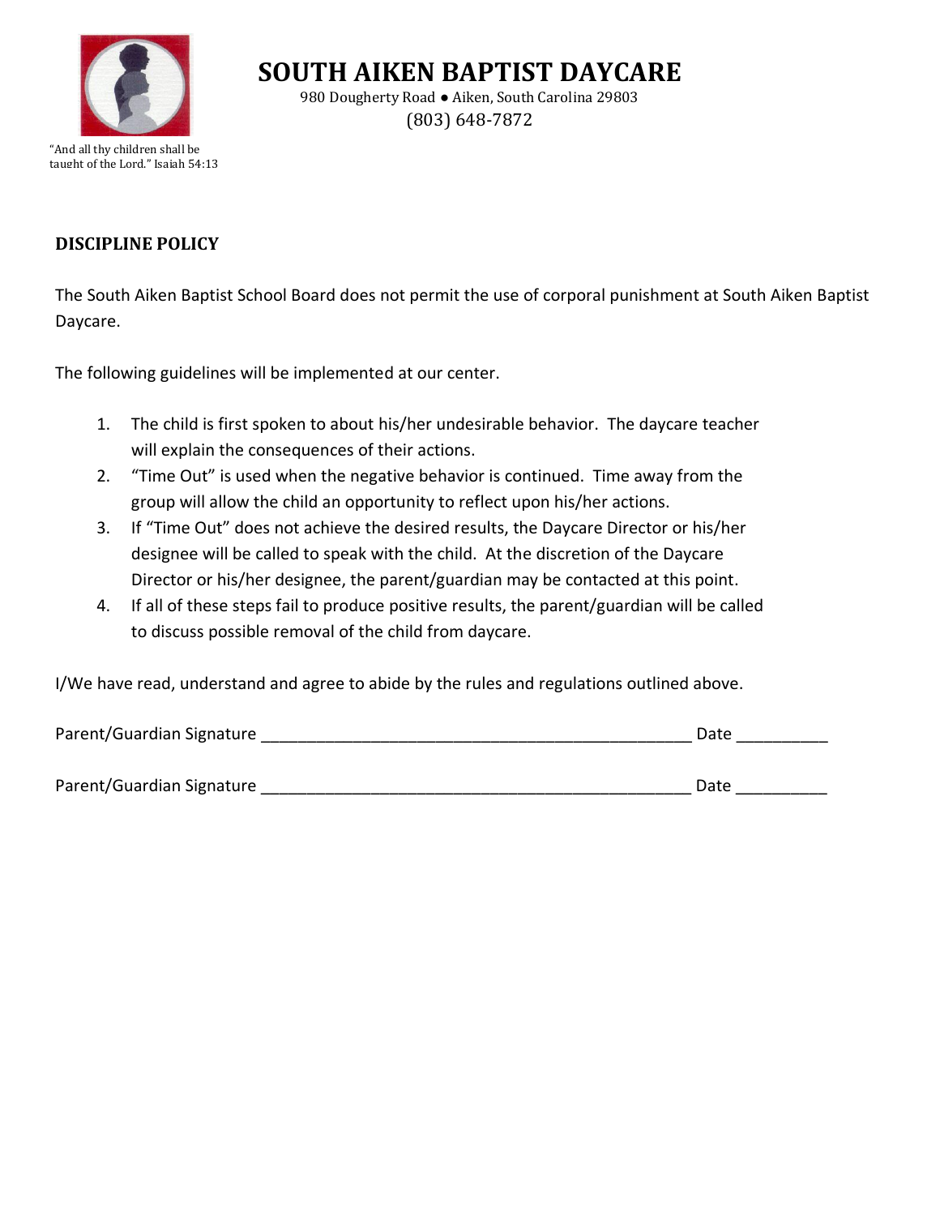# SOUTH AIKEN BAPTIST DAYCARE

980 Dougherty Road ● Aiken, South Carolina 29803
(803) 648-7872

"And all thy children shall be taught of the Lord." Isaiah 54:13

## DISCIPLINE POLICY

The South Aiken Baptist School Board does not permit the use of corporal punishment at South Aiken Baptist Daycare.

The following guidelines will be implemented at our center.

1. The child is first spoken to about his/her undesirable behavior. The daycare teacher will explain the consequences of their actions.
2. "Time Out" is used when the negative behavior is continued. Time away from the group will allow the child an opportunity to reflect upon his/her actions.
3. If "Time Out" does not achieve the desired results, the Daycare Director or his/her designee will be called to speak with the child. At the discretion of the Daycare Director or his/her designee, the parent/guardian may be contacted at this point.
4. If all of these steps fail to produce positive results, the parent/guardian will be called to discuss possible removal of the child from daycare.

I/We have read, understand and agree to abide by the rules and regulations outlined above.

Parent/Guardian Signature ________________________________________________ Date __________

Parent/Guardian Signature ________________________________________________ Date __________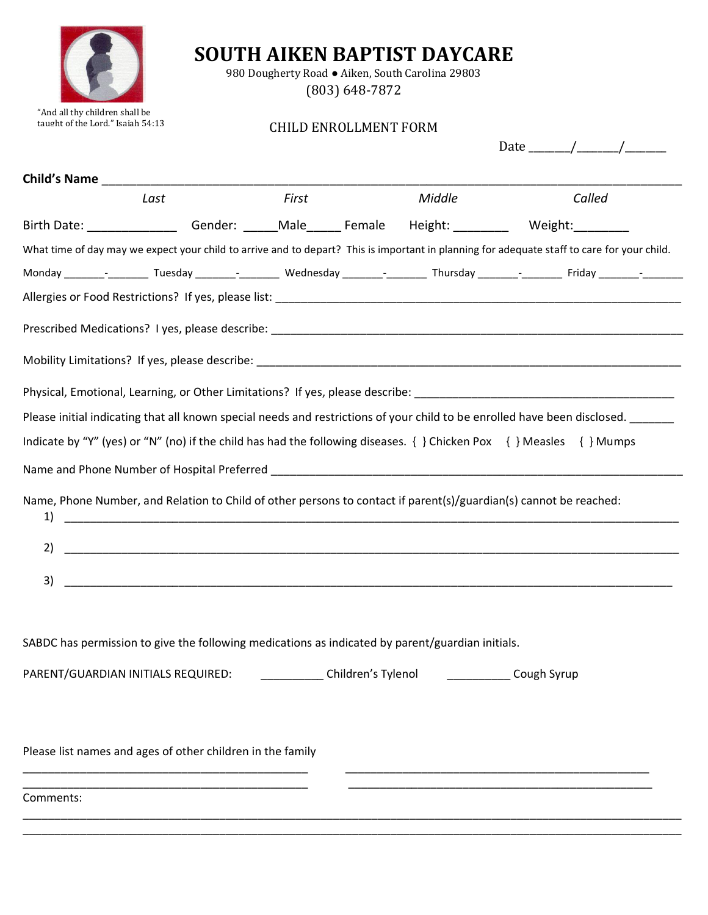# SOUTH AIKEN BAPTIST DAYCARE

980 Dougherty Road ● Aiken, South Carolina 29803

(803) 648-7872

"And all thy children shall be taught of the Lord." Isaiah 54:13

## CHILD ENROLLMENT FORM

Date _______/_______/_______

**Child's Name** ______________________________________________________________________________

*Last* *First* *Middle* *Called*

Birth Date: _____________ Gender: _____Male_____ Female Height: ________ Weight:________

What time of day may we expect your child to arrive and to depart? This is important in planning for adequate staff to care for your child.

Monday _______-_______ Tuesday _______-_______ Wednesday _______-_______ Thursday _______-_______ Friday _______-_______

Allergies or Food Restrictions? If yes, please list: ___________________________________________________________________

Prescribed Medications? I yes, please describe: _______________________________________________________________________

Mobility Limitations? If yes, please describe: _________________________________________________________________________

Physical, Emotional, Learning, or Other Limitations? If yes, please describe: __________________________________________

Please initial indicating that all known special needs and restrictions of your child to be enrolled have been disclosed. _______

Indicate by "Y" (yes) or "N" (no) if the child has had the following diseases. { } Chicken Pox { } Measles { } Mumps

Name and Phone Number of Hospital Preferred ________________________________________________________________

Name, Phone Number, and Relation to Child of other persons to contact if parent(s)/guardian(s) cannot be reached:

1) ____________________________________________________________________________________________

2) ____________________________________________________________________________________________

3) ____________________________________________________________________________________________

SABDC has permission to give the following medications as indicated by parent/guardian initials.

PARENT/GUARDIAN INITIALS REQUIRED: __________ Children's Tylenol __________ Cough Syrup

Please list names and ages of other children in the family

_____________________________________________ _____________________________________________

_____________________________________________ _____________________________________________

Comments:

______________________________________________________________________________________________

______________________________________________________________________________________________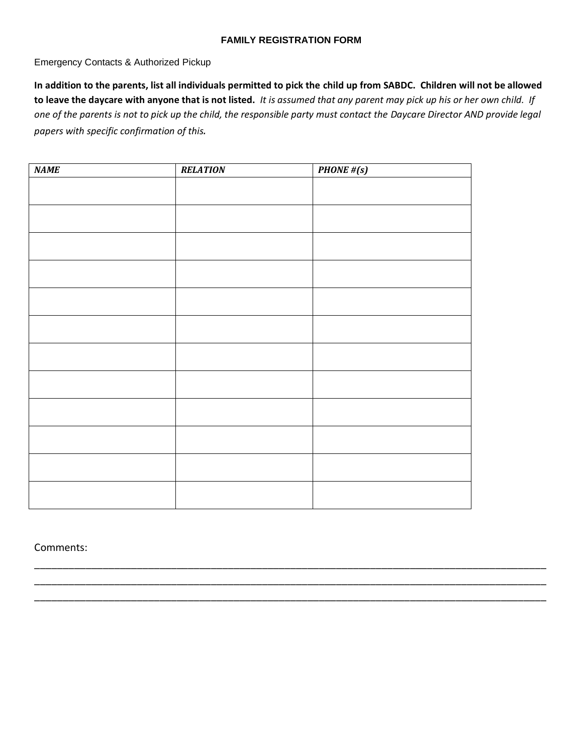**FAMILY REGISTRATION FORM**

Emergency Contacts & Authorized Pickup

**In addition to the parents, list all individuals permitted to pick the child up from SABDC. Children will not be allowed to leave the daycare with anyone that is not listed.** *It is assumed that any parent may pick up his or her own child. If one of the parents is not to pick up the child, the responsible party must contact the Daycare Director AND provide legal papers with specific confirmation of this.*

| ***NAME*** | ***RELATION*** | ***PHONE #(s)*** |
|---|---|---|
| | | |
| | | |
| | | |
| | | |
| | | |
| | | |
| | | |
| | | |
| | | |
| | | |
| | | |
| | | |

Comments:

________________________________________________________________________________________________

________________________________________________________________________________________________

________________________________________________________________________________________________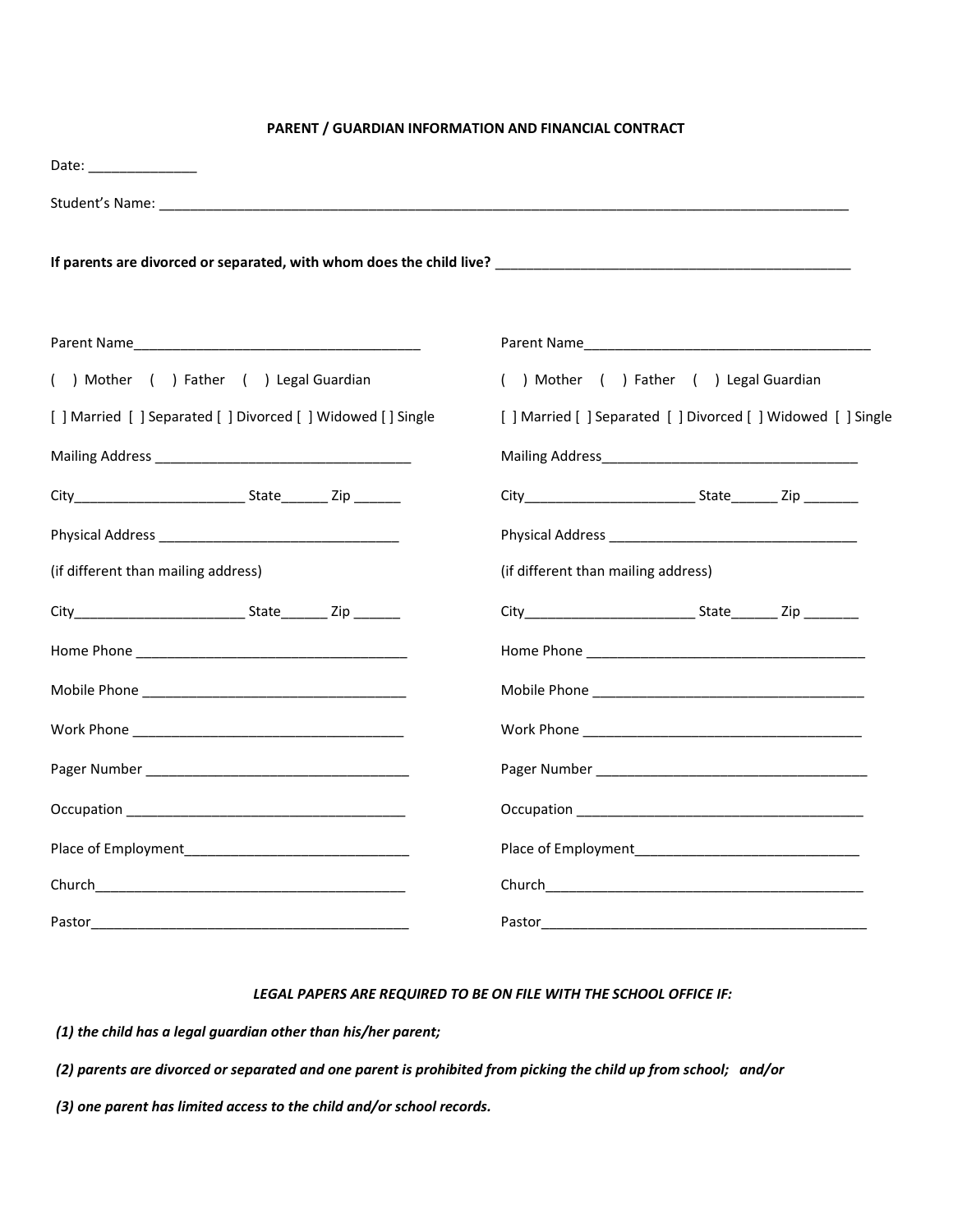## PARENT / GUARDIAN INFORMATION AND FINANCIAL CONTRACT

Date: ______________

Student's Name: ______________________________________________________________________________________________

**If parents are divorced or separated, with whom does the child live?** _______________________________________________

Parent Name______________________________________

(   ) Mother   (   ) Father   (   ) Legal Guardian

[ ] Married  [ ] Separated [ ] Divorced [ ] Widowed [ ] Single

Mailing Address __________________________________

City______________________ State______ Zip ______

Physical Address _______________________________

(if different than mailing address)

City______________________ State______ Zip ______

Home Phone ___________________________________

Mobile Phone __________________________________

Work Phone ____________________________________

Pager Number __________________________________

Occupation ____________________________________

Place of Employment_____________________________

Church_________________________________________

Pastor__________________________________________

Parent Name______________________________________

(   ) Mother   (   ) Father   (   ) Legal Guardian

[ ] Married [ ] Separated  [ ] Divorced [ ] Widowed  [ ] Single

Mailing Address__________________________________

City______________________ State______ Zip _______

Physical Address ________________________________

(if different than mailing address)

City______________________ State______ Zip _______

Home Phone ____________________________________

Mobile Phone ___________________________________

Work Phone ____________________________________

Pager Number ___________________________________

Occupation _____________________________________

Place of Employment_____________________________

Church__________________________________________

Pastor___________________________________________

***LEGAL PAPERS ARE REQUIRED TO BE ON FILE WITH THE SCHOOL OFFICE IF:***

***(1) the child has a legal guardian other than his/her parent;***

***(2) parents are divorced or separated and one parent is prohibited from picking the child up from school;   and/or***

***(3) one parent has limited access to the child and/or school records.***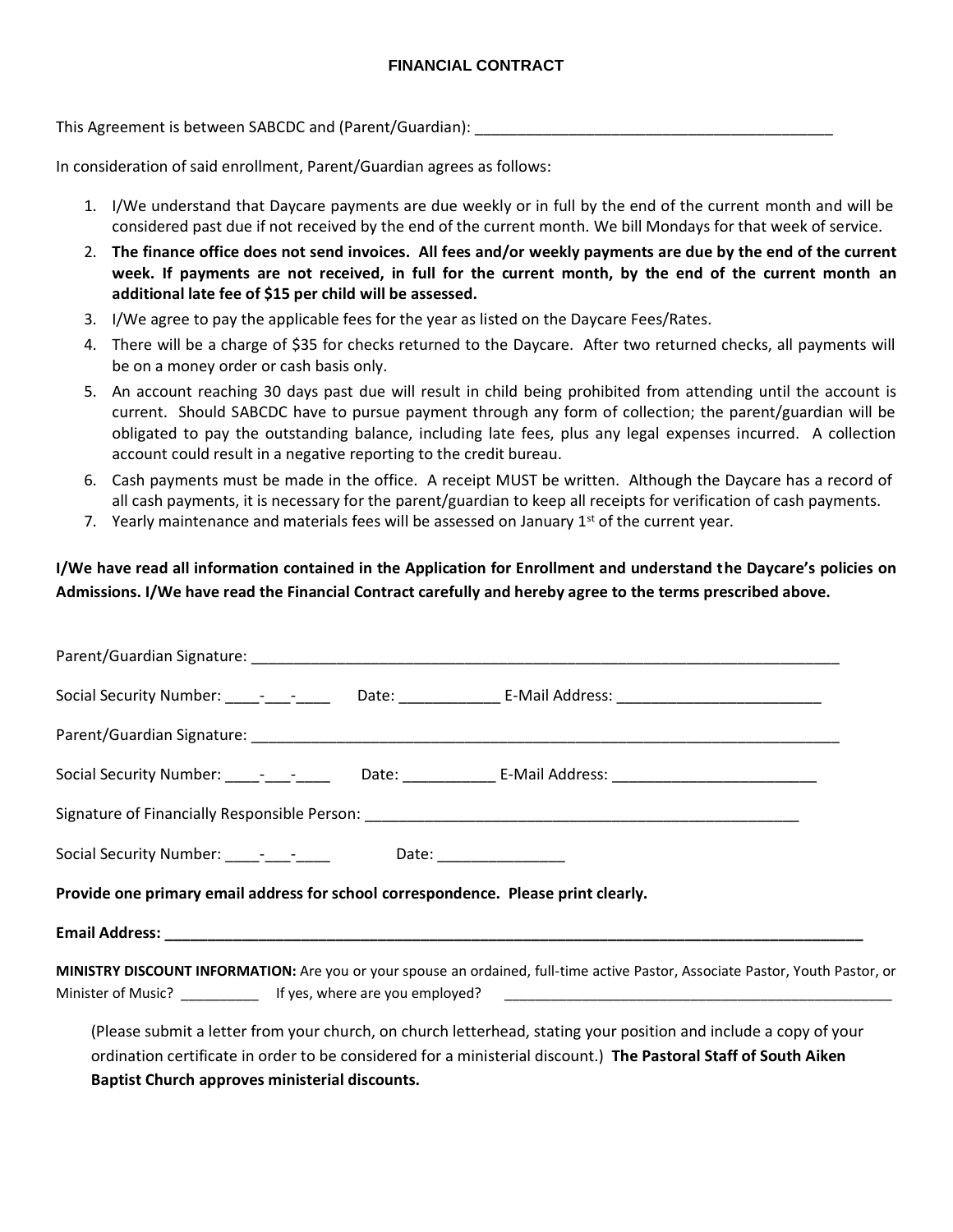# FINANCIAL CONTRACT

This Agreement is between SABCDC and (Parent/Guardian): ___________________________________________

In consideration of said enrollment, Parent/Guardian agrees as follows:

1. I/We understand that Daycare payments are due weekly or in full by the end of the current month and will be considered past due if not received by the end of the current month. We bill Mondays for that week of service.
2. **The finance office does not send invoices. All fees and/or weekly payments are due by the end of the current week. If payments are not received, in full for the current month, by the end of the current month an additional late fee of $15 per child will be assessed.**
3. I/We agree to pay the applicable fees for the year as listed on the Daycare Fees/Rates.
4. There will be a charge of $35 for checks returned to the Daycare. After two returned checks, all payments will be on a money order or cash basis only.
5. An account reaching 30 days past due will result in child being prohibited from attending until the account is current. Should SABCDC have to pursue payment through any form of collection; the parent/guardian will be obligated to pay the outstanding balance, including late fees, plus any legal expenses incurred. A collection account could result in a negative reporting to the credit bureau.
6. Cash payments must be made in the office. A receipt MUST be written. Although the Daycare has a record of all cash payments, it is necessary for the parent/guardian to keep all receipts for verification of cash payments.
7. Yearly maintenance and materials fees will be assessed on January 1st of the current year.

**I/We have read all information contained in the Application for Enrollment and understand the Daycare's policies on Admissions. I/We have read the Financial Contract carefully and hereby agree to the terms prescribed above.**

Parent/Guardian Signature: ___________________________________________________________________________

Social Security Number: ____-___-____ Date: ____________ E-Mail Address: _________________________

Parent/Guardian Signature: ___________________________________________________________________________

Social Security Number: ____-___-____ Date: ___________ E-Mail Address: _________________________

Signature of Financially Responsible Person: ______________________________________________________

Social Security Number: ____-___-____ Date: _______________

**Provide one primary email address for school correspondence. Please print clearly.**

**Email Address: ________________________________________________________________________________________**

**MINISTRY DISCOUNT INFORMATION:** Are you or your spouse an ordained, full-time active Pastor, Associate Pastor, Youth Pastor, or Minister of Music? __________ If yes, where are you employed? __________________________________________________

(Please submit a letter from your church, on church letterhead, stating your position and include a copy of your ordination certificate in order to be considered for a ministerial discount.) **The Pastoral Staff of South Aiken Baptist Church approves ministerial discounts.**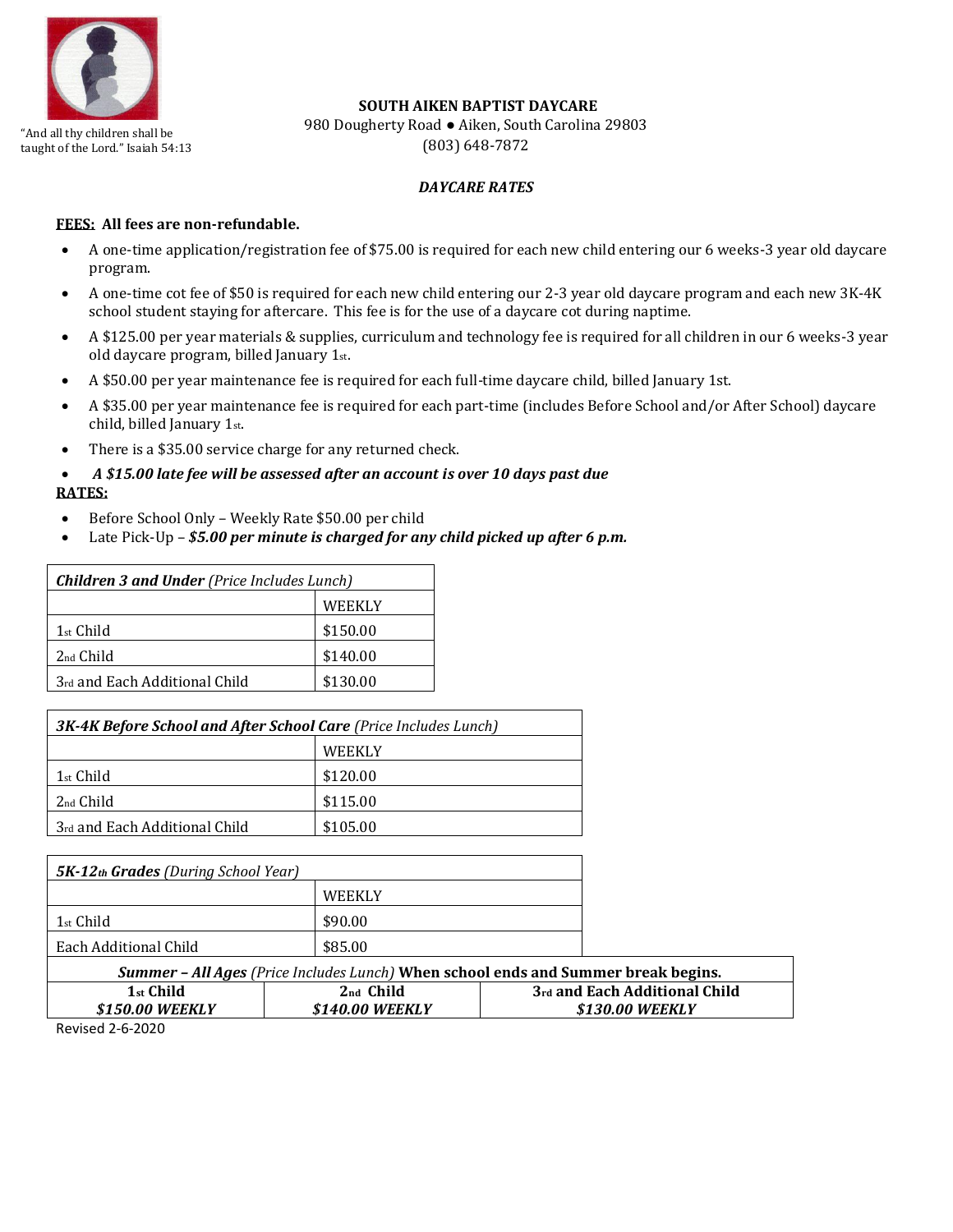"And all thy children shall be taught of the Lord." Isaiah 54:13

**SOUTH AIKEN BAPTIST DAYCARE**
980 Dougherty Road ● Aiken, South Carolina 29803
(803) 648-7872

***DAYCARE RATES***

**FEES: All fees are non-refundable.**

- A one-time application/registration fee of $75.00 is required for each new child entering our 6 weeks-3 year old daycare program.
- A one-time cot fee of $50 is required for each new child entering our 2-3 year old daycare program and each new 3K-4K school student staying for aftercare. This fee is for the use of a daycare cot during naptime.
- A $125.00 per year materials & supplies, curriculum and technology fee is required for all children in our 6 weeks-3 year old daycare program, billed January 1st.
- A $50.00 per year maintenance fee is required for each full-time daycare child, billed January 1st.
- A $35.00 per year maintenance fee is required for each part-time (includes Before School and/or After School) daycare child, billed January 1st.
- There is a $35.00 service charge for any returned check.
- ***A $15.00 late fee will be assessed after an account is over 10 days past due***

**RATES:**

- Before School Only – Weekly Rate $50.00 per child
- Late Pick-Up – ***$5.00 per minute is charged for any child picked up after 6 p.m.***

| ***Children 3 and Under*** *(Price Includes Lunch)* | |
|---|---|
| | WEEKLY |
| 1st Child | $150.00 |
| 2nd Child | $140.00 |
| 3rd and Each Additional Child | $130.00 |

| ***3K-4K Before School and After School Care*** *(Price Includes Lunch)* | |
|---|---|
| | WEEKLY |
| 1st Child | $120.00 |
| 2nd Child | $115.00 |
| 3rd and Each Additional Child | $105.00 |

| ***5K-12th Grades*** *(During School Year)* | |
|---|---|
| | WEEKLY |
| 1st Child | $90.00 |
| Each Additional Child | $85.00 |

| ***Summer – All Ages*** *(Price Includes Lunch)* **When school ends and Summer break begins.** | | |
|---|---|---|
| **1st Child** | **2nd Child** | **3rd and Each Additional Child** |
| ***$150.00 WEEKLY*** | ***$140.00 WEEKLY*** | ***$130.00 WEEKLY*** |

Revised 2-6-2020